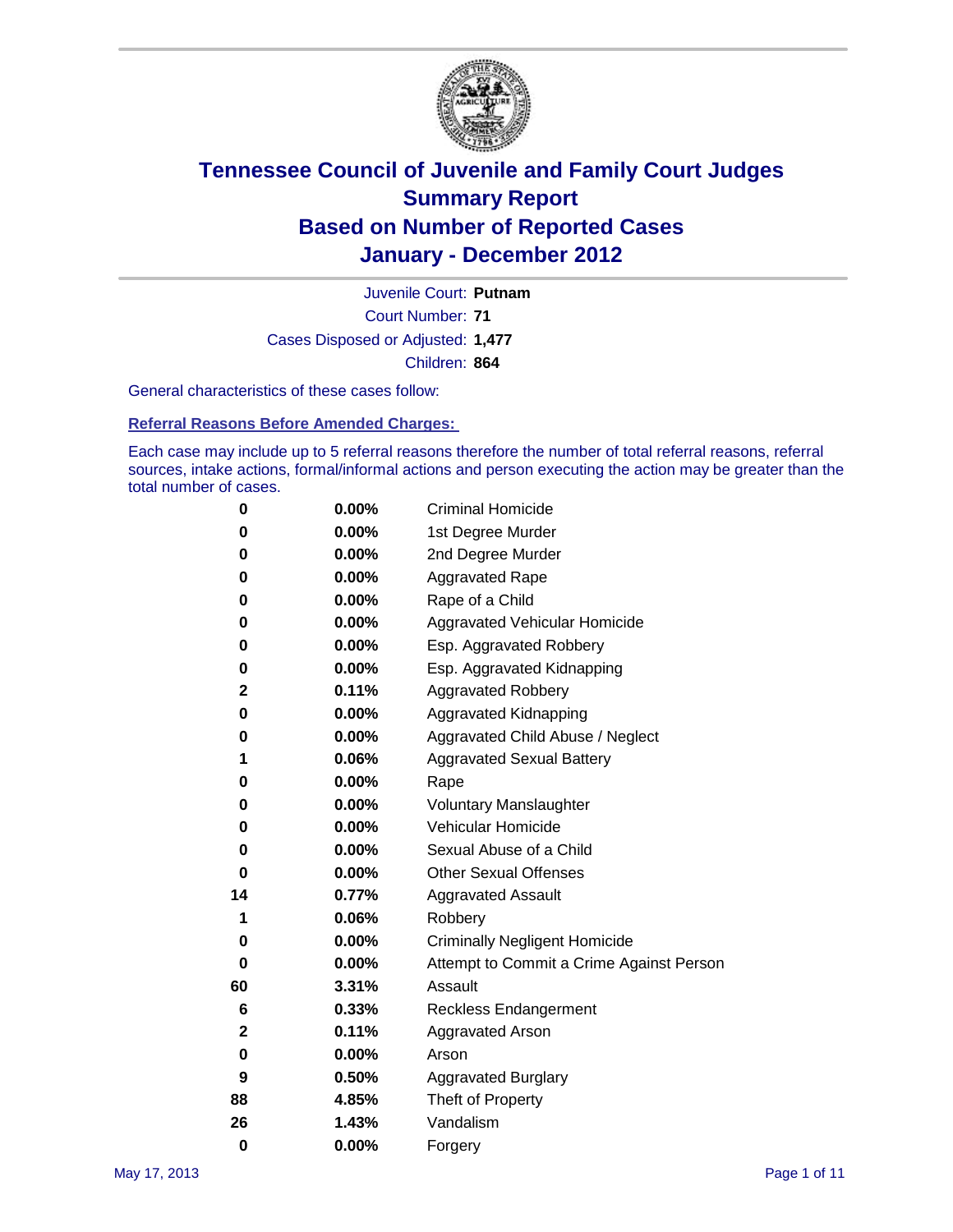# Tennessee Council of Juvenile and Family Court Judges
# Summary Report
# Based on Number of Reported Cases
# January - December 2012

Juvenile Court: **Putnam**

Court Number: **71**

Cases Disposed or Adjusted: **1,477**

Children: **864**

General characteristics of these cases follow:

## Referral Reasons Before Amended Charges:

Each case may include up to 5 referral reasons therefore the number of total referral reasons, referral sources, intake actions, formal/informal actions and person executing the action may be greater than the total number of cases.

| Count | Percent | Referral Reason |
|---|---|---|
| 0 | 0.00% | Criminal Homicide |
| 0 | 0.00% | 1st Degree Murder |
| 0 | 0.00% | 2nd Degree Murder |
| 0 | 0.00% | Aggravated Rape |
| 0 | 0.00% | Rape of a Child |
| 0 | 0.00% | Aggravated Vehicular Homicide |
| 0 | 0.00% | Esp. Aggravated Robbery |
| 0 | 0.00% | Esp. Aggravated Kidnapping |
| 2 | 0.11% | Aggravated Robbery |
| 0 | 0.00% | Aggravated Kidnapping |
| 0 | 0.00% | Aggravated Child Abuse / Neglect |
| 1 | 0.06% | Aggravated Sexual Battery |
| 0 | 0.00% | Rape |
| 0 | 0.00% | Voluntary Manslaughter |
| 0 | 0.00% | Vehicular Homicide |
| 0 | 0.00% | Sexual Abuse of a Child |
| 0 | 0.00% | Other Sexual Offenses |
| 14 | 0.77% | Aggravated Assault |
| 1 | 0.06% | Robbery |
| 0 | 0.00% | Criminally Negligent Homicide |
| 0 | 0.00% | Attempt to Commit a Crime Against Person |
| 60 | 3.31% | Assault |
| 6 | 0.33% | Reckless Endangerment |
| 2 | 0.11% | Aggravated Arson |
| 0 | 0.00% | Arson |
| 9 | 0.50% | Aggravated Burglary |
| 88 | 4.85% | Theft of Property |
| 26 | 1.43% | Vandalism |
| 0 | 0.00% | Forgery |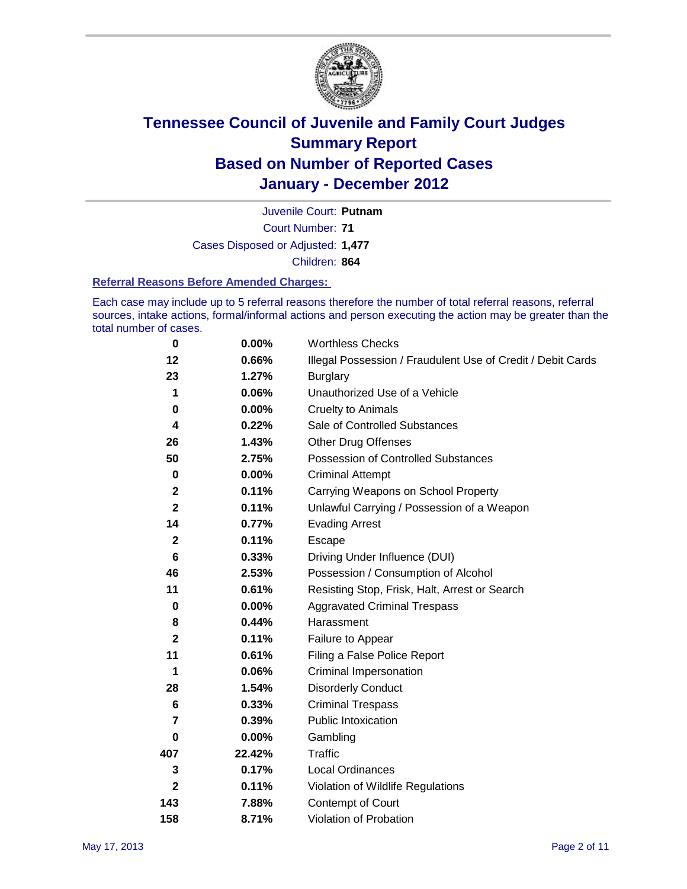# Tennessee Council of Juvenile and Family Court Judges
## Summary Report
## Based on Number of Reported Cases
## January - December 2012

Juvenile Court: **Putnam**
Court Number: **71**
Cases Disposed or Adjusted: **1,477**
Children: **864**

### Referral Reasons Before Amended Charges:

Each case may include up to 5 referral reasons therefore the number of total referral reasons, referral sources, intake actions, formal/informal actions and person executing the action may be greater than the total number of cases.

| | | |
|---|---|---|
| 0 | 0.00% | Worthless Checks |
| 12 | 0.66% | Illegal Possession / Fraudulent Use of Credit / Debit Cards |
| 23 | 1.27% | Burglary |
| 1 | 0.06% | Unauthorized Use of a Vehicle |
| 0 | 0.00% | Cruelty to Animals |
| 4 | 0.22% | Sale of Controlled Substances |
| 26 | 1.43% | Other Drug Offenses |
| 50 | 2.75% | Possession of Controlled Substances |
| 0 | 0.00% | Criminal Attempt |
| 2 | 0.11% | Carrying Weapons on School Property |
| 2 | 0.11% | Unlawful Carrying / Possession of a Weapon |
| 14 | 0.77% | Evading Arrest |
| 2 | 0.11% | Escape |
| 6 | 0.33% | Driving Under Influence (DUI) |
| 46 | 2.53% | Possession / Consumption of Alcohol |
| 11 | 0.61% | Resisting Stop, Frisk, Halt, Arrest or Search |
| 0 | 0.00% | Aggravated Criminal Trespass |
| 8 | 0.44% | Harassment |
| 2 | 0.11% | Failure to Appear |
| 11 | 0.61% | Filing a False Police Report |
| 1 | 0.06% | Criminal Impersonation |
| 28 | 1.54% | Disorderly Conduct |
| 6 | 0.33% | Criminal Trespass |
| 7 | 0.39% | Public Intoxication |
| 0 | 0.00% | Gambling |
| 407 | 22.42% | Traffic |
| 3 | 0.17% | Local Ordinances |
| 2 | 0.11% | Violation of Wildlife Regulations |
| 143 | 7.88% | Contempt of Court |
| 158 | 8.71% | Violation of Probation |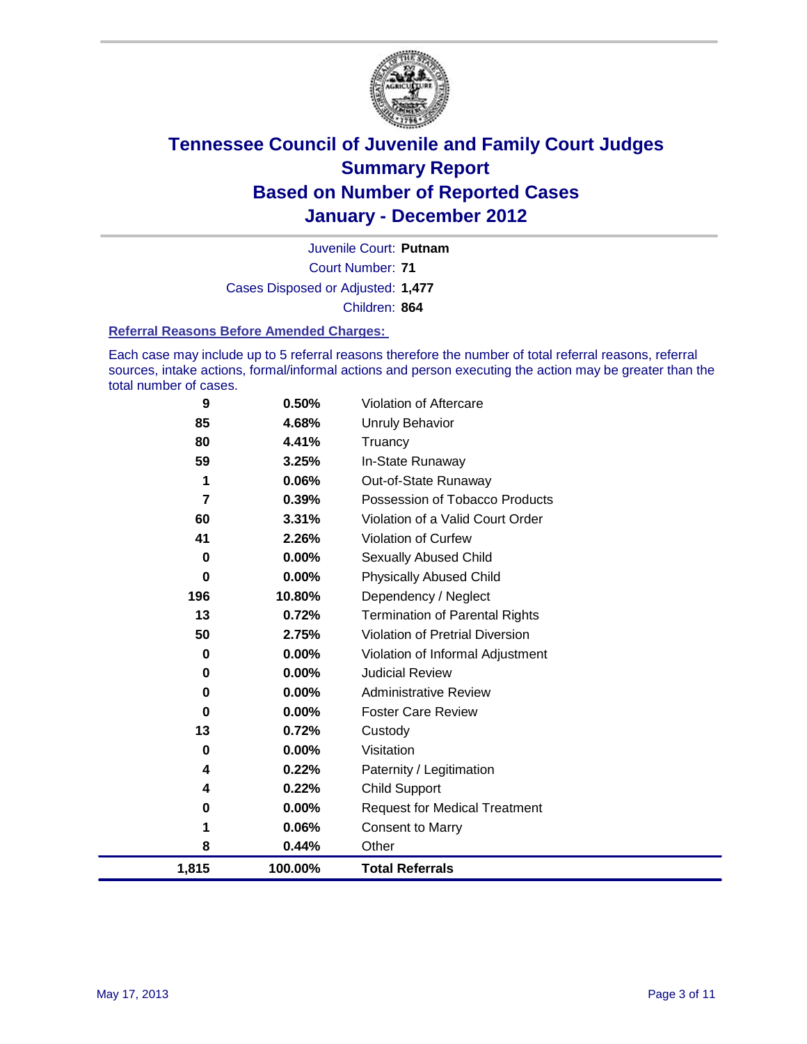# Tennessee Council of Juvenile and Family Court Judges
# Summary Report
# Based on Number of Reported Cases
# January - December 2012

Juvenile Court: **Putnam**

Court Number: **71**

Cases Disposed or Adjusted: **1,477**

Children: **864**

### Referral Reasons Before Amended Charges:

Each case may include up to 5 referral reasons therefore the number of total referral reasons, referral sources, intake actions, formal/informal actions and person executing the action may be greater than the total number of cases.

| | | |
|---|---|---|
| 9 | 0.50% | Violation of Aftercare |
| 85 | 4.68% | Unruly Behavior |
| 80 | 4.41% | Truancy |
| 59 | 3.25% | In-State Runaway |
| 1 | 0.06% | Out-of-State Runaway |
| 7 | 0.39% | Possession of Tobacco Products |
| 60 | 3.31% | Violation of a Valid Court Order |
| 41 | 2.26% | Violation of Curfew |
| 0 | 0.00% | Sexually Abused Child |
| 0 | 0.00% | Physically Abused Child |
| 196 | 10.80% | Dependency / Neglect |
| 13 | 0.72% | Termination of Parental Rights |
| 50 | 2.75% | Violation of Pretrial Diversion |
| 0 | 0.00% | Violation of Informal Adjustment |
| 0 | 0.00% | Judicial Review |
| 0 | 0.00% | Administrative Review |
| 0 | 0.00% | Foster Care Review |
| 13 | 0.72% | Custody |
| 0 | 0.00% | Visitation |
| 4 | 0.22% | Paternity / Legitimation |
| 4 | 0.22% | Child Support |
| 0 | 0.00% | Request for Medical Treatment |
| 1 | 0.06% | Consent to Marry |
| 8 | 0.44% | Other |
| **1,815** | **100.00%** | **Total Referrals** |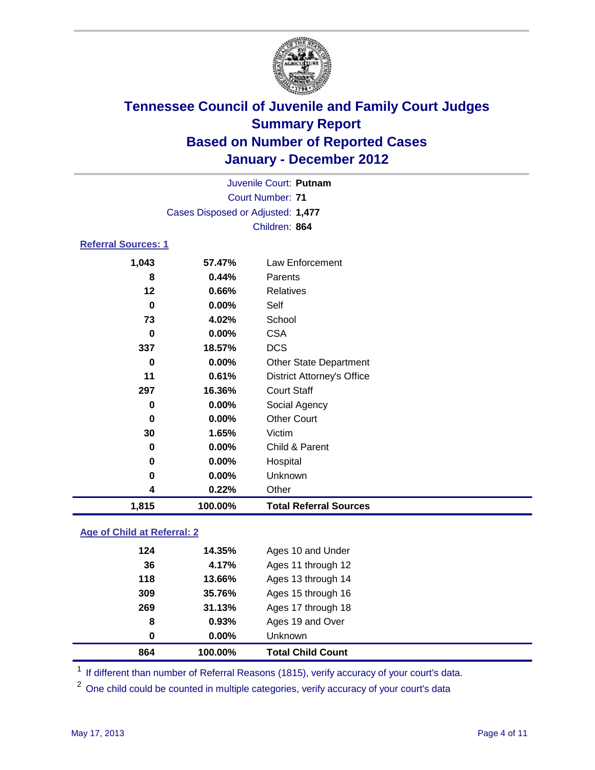# Tennessee Council of Juvenile and Family Court Judges
## Summary Report
## Based on Number of Reported Cases
## January - December 2012

Juvenile Court: **Putnam**
Court Number: **71**
Cases Disposed or Adjusted: **1,477**
Children: **864**

### Referral Sources: 1

| Count | Percent | Source |
|---|---|---|
| 1,043 | 57.47% | Law Enforcement |
| 8 | 0.44% | Parents |
| 12 | 0.66% | Relatives |
| 0 | 0.00% | Self |
| 73 | 4.02% | School |
| 0 | 0.00% | CSA |
| 337 | 18.57% | DCS |
| 0 | 0.00% | Other State Department |
| 11 | 0.61% | District Attorney's Office |
| 297 | 16.36% | Court Staff |
| 0 | 0.00% | Social Agency |
| 0 | 0.00% | Other Court |
| 30 | 1.65% | Victim |
| 0 | 0.00% | Child & Parent |
| 0 | 0.00% | Hospital |
| 0 | 0.00% | Unknown |
| 4 | 0.22% | Other |
| **1,815** | **100.00%** | **Total Referral Sources** |

### Age of Child at Referral: 2

| Count | Percent | Age |
|---|---|---|
| 124 | 14.35% | Ages 10 and Under |
| 36 | 4.17% | Ages 11 through 12 |
| 118 | 13.66% | Ages 13 through 14 |
| 309 | 35.76% | Ages 15 through 16 |
| 269 | 31.13% | Ages 17 through 18 |
| 8 | 0.93% | Ages 19 and Over |
| 0 | 0.00% | Unknown |
| **864** | **100.00%** | **Total Child Count** |

[1] If different than number of Referral Reasons (1815), verify accuracy of your court's data.

[2] One child could be counted in multiple categories, verify accuracy of your court's data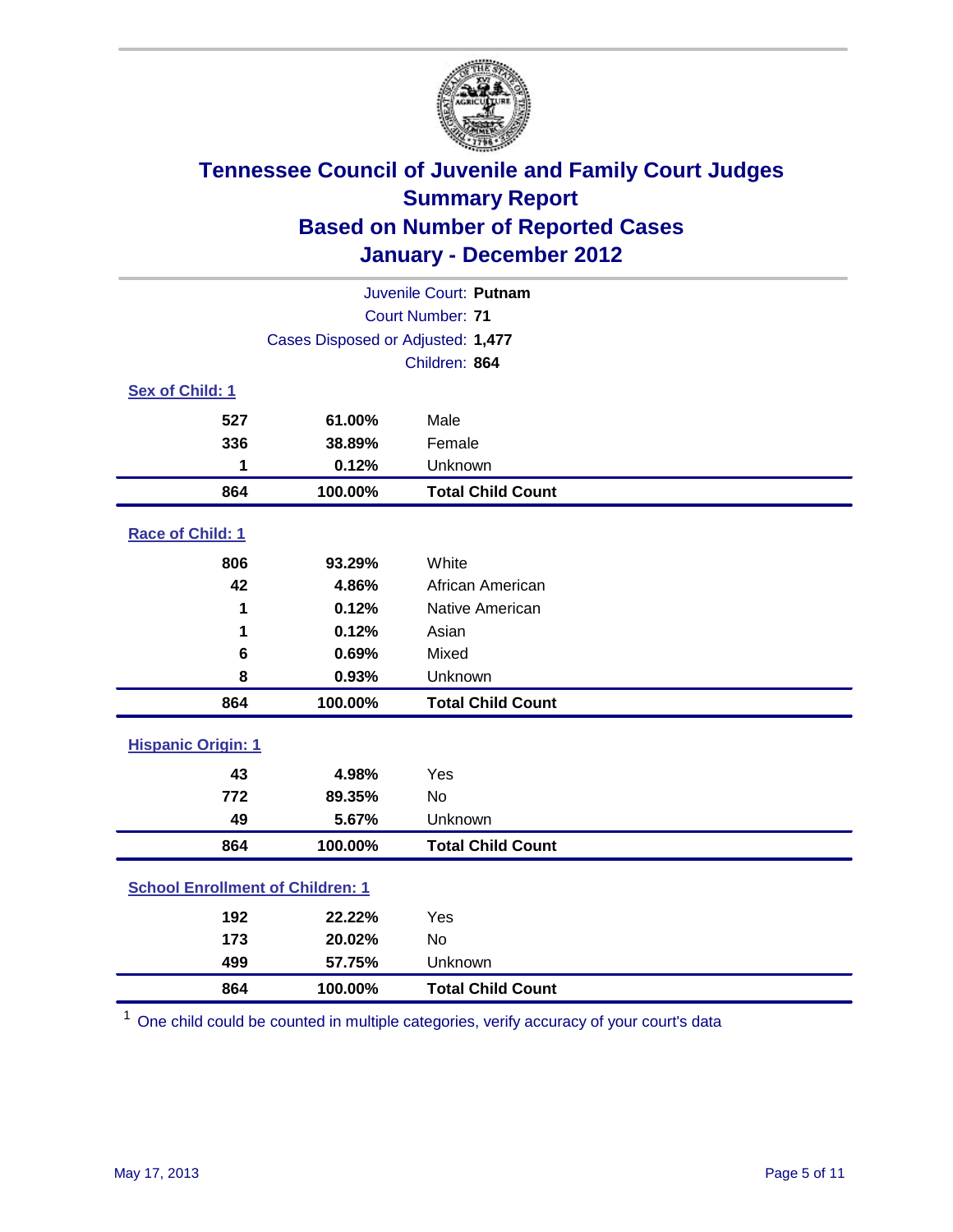# Tennessee Council of Juvenile and Family Court Judges
## Summary Report
## Based on Number of Reported Cases
## January - December 2012

Juvenile Court: **Putnam**
Court Number: **71**
Cases Disposed or Adjusted: **1,477**
Children: **864**

### Sex of Child: 1

| | | |
|---|---|---|
| 527 | 61.00% | Male |
| 336 | 38.89% | Female |
| 1 | 0.12% | Unknown |
| **864** | **100.00%** | **Total Child Count** |

### Race of Child: 1

| | | |
|---|---|---|
| 806 | 93.29% | White |
| 42 | 4.86% | African American |
| 1 | 0.12% | Native American |
| 1 | 0.12% | Asian |
| 6 | 0.69% | Mixed |
| 8 | 0.93% | Unknown |
| **864** | **100.00%** | **Total Child Count** |

### Hispanic Origin: 1

| | | |
|---|---|---|
| 43 | 4.98% | Yes |
| 772 | 89.35% | No |
| 49 | 5.67% | Unknown |
| **864** | **100.00%** | **Total Child Count** |

### School Enrollment of Children: 1

| | | |
|---|---|---|
| 192 | 22.22% | Yes |
| 173 | 20.02% | No |
| 499 | 57.75% | Unknown |
| **864** | **100.00%** | **Total Child Count** |

[1] One child could be counted in multiple categories, verify accuracy of your court's data

May 17, 2013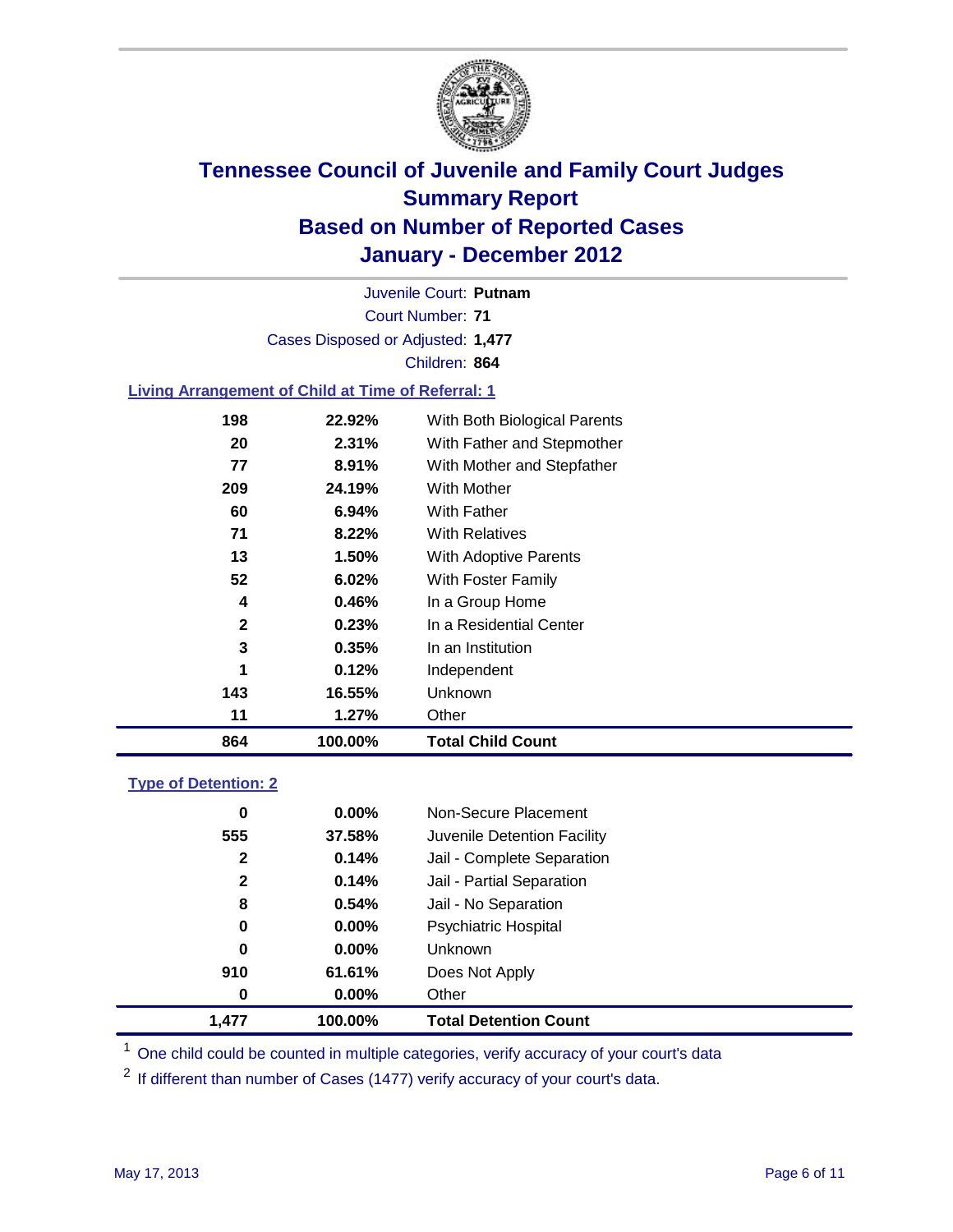# Tennessee Council of Juvenile and Family Court Judges
## Summary Report
## Based on Number of Reported Cases
## January - December 2012

Juvenile Court: **Putnam**

Court Number: **71**

Cases Disposed or Adjusted: **1,477**

Children: **864**

### Living Arrangement of Child at Time of Referral: 1

| Count | Percent | Category |
|---|---|---|
| 198 | 22.92% | With Both Biological Parents |
| 20 | 2.31% | With Father and Stepmother |
| 77 | 8.91% | With Mother and Stepfather |
| 209 | 24.19% | With Mother |
| 60 | 6.94% | With Father |
| 71 | 8.22% | With Relatives |
| 13 | 1.50% | With Adoptive Parents |
| 52 | 6.02% | With Foster Family |
| 4 | 0.46% | In a Group Home |
| 2 | 0.23% | In a Residential Center |
| 3 | 0.35% | In an Institution |
| 1 | 0.12% | Independent |
| 143 | 16.55% | Unknown |
| 11 | 1.27% | Other |
| **864** | **100.00%** | **Total Child Count** |

### Type of Detention: 2

| Count | Percent | Category |
|---|---|---|
| 0 | 0.00% | Non-Secure Placement |
| 555 | 37.58% | Juvenile Detention Facility |
| 2 | 0.14% | Jail - Complete Separation |
| 2 | 0.14% | Jail - Partial Separation |
| 8 | 0.54% | Jail - No Separation |
| 0 | 0.00% | Psychiatric Hospital |
| 0 | 0.00% | Unknown |
| 910 | 61.61% | Does Not Apply |
| 0 | 0.00% | Other |
| **1,477** | **100.00%** | **Total Detention Count** |

[1] One child could be counted in multiple categories, verify accuracy of your court's data

[2] If different than number of Cases (1477) verify accuracy of your court's data.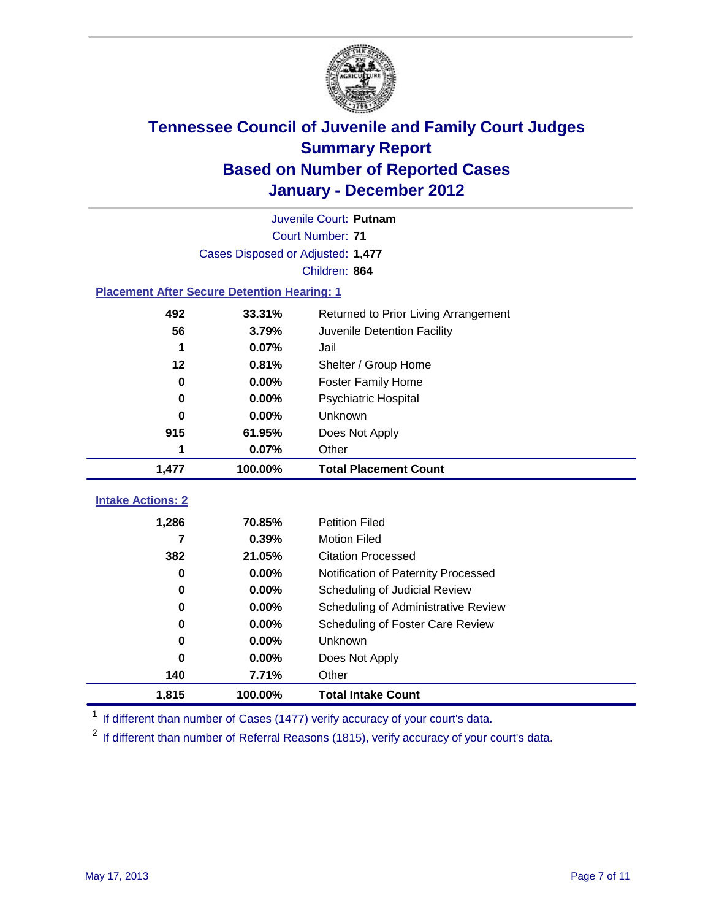# Tennessee Council of Juvenile and Family Court Judges
## Summary Report
## Based on Number of Reported Cases
## January - December 2012

Juvenile Court: **Putnam**
Court Number: **71**
Cases Disposed or Adjusted: **1,477**
Children: **864**

### Placement After Secure Detention Hearing: 1

| Count | Percent | Placement |
|---|---|---|
| 492 | 33.31% | Returned to Prior Living Arrangement |
| 56 | 3.79% | Juvenile Detention Facility |
| 1 | 0.07% | Jail |
| 12 | 0.81% | Shelter / Group Home |
| 0 | 0.00% | Foster Family Home |
| 0 | 0.00% | Psychiatric Hospital |
| 0 | 0.00% | Unknown |
| 915 | 61.95% | Does Not Apply |
| 1 | 0.07% | Other |
| **1,477** | **100.00%** | **Total Placement Count** |

### Intake Actions: 2

| Count | Percent | Action |
|---|---|---|
| 1,286 | 70.85% | Petition Filed |
| 7 | 0.39% | Motion Filed |
| 382 | 21.05% | Citation Processed |
| 0 | 0.00% | Notification of Paternity Processed |
| 0 | 0.00% | Scheduling of Judicial Review |
| 0 | 0.00% | Scheduling of Administrative Review |
| 0 | 0.00% | Scheduling of Foster Care Review |
| 0 | 0.00% | Unknown |
| 0 | 0.00% | Does Not Apply |
| 140 | 7.71% | Other |
| **1,815** | **100.00%** | **Total Intake Count** |

[1] If different than number of Cases (1477) verify accuracy of your court's data.

[2] If different than number of Referral Reasons (1815), verify accuracy of your court's data.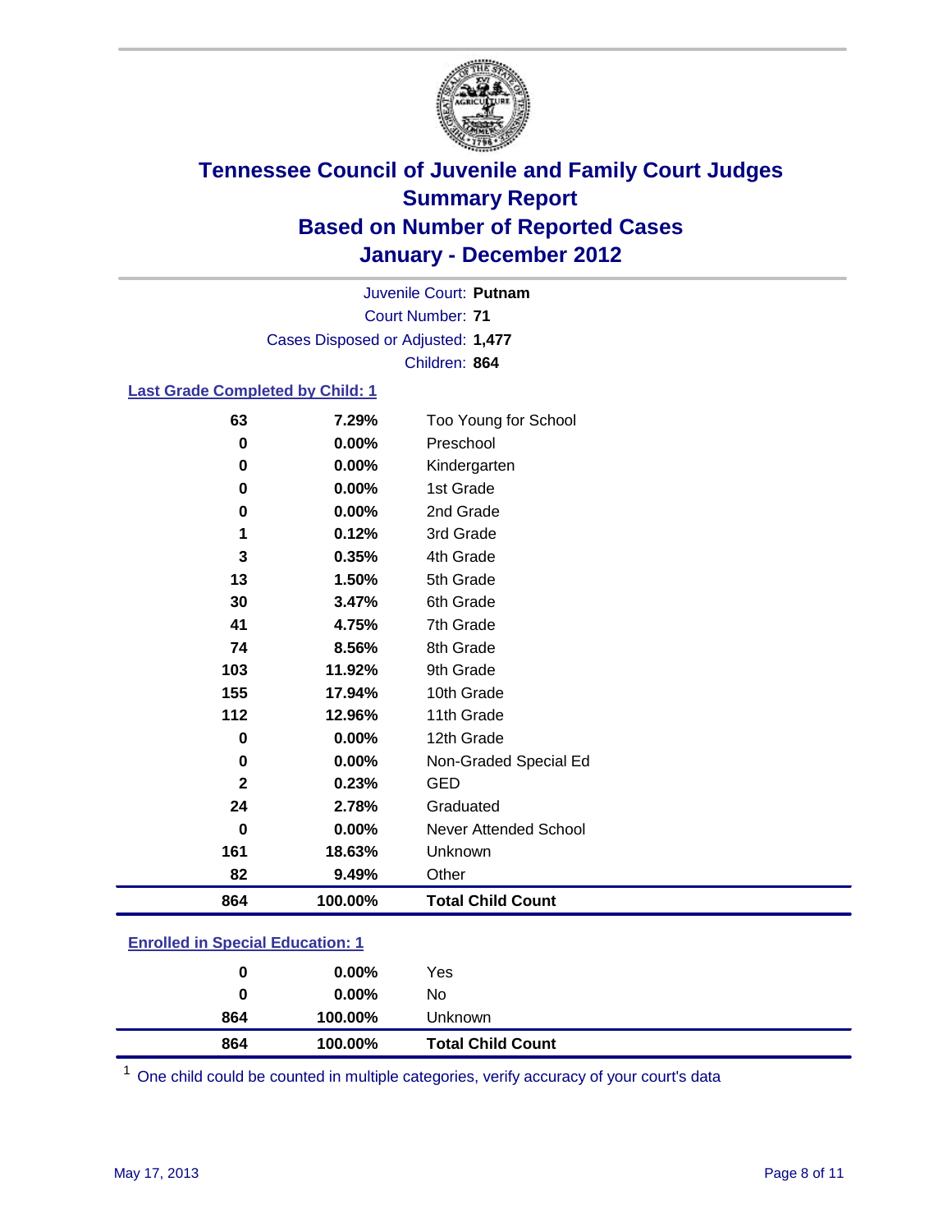# Tennessee Council of Juvenile and Family Court Judges
# Summary Report
# Based on Number of Reported Cases
# January - December 2012

Juvenile Court: **Putnam**
Court Number: **71**
Cases Disposed or Adjusted: **1,477**
Children: **864**

### Last Grade Completed by Child: 1

| Count | Percent | Category |
|---|---|---|
| 63 | 7.29% | Too Young for School |
| 0 | 0.00% | Preschool |
| 0 | 0.00% | Kindergarten |
| 0 | 0.00% | 1st Grade |
| 0 | 0.00% | 2nd Grade |
| 1 | 0.12% | 3rd Grade |
| 3 | 0.35% | 4th Grade |
| 13 | 1.50% | 5th Grade |
| 30 | 3.47% | 6th Grade |
| 41 | 4.75% | 7th Grade |
| 74 | 8.56% | 8th Grade |
| 103 | 11.92% | 9th Grade |
| 155 | 17.94% | 10th Grade |
| 112 | 12.96% | 11th Grade |
| 0 | 0.00% | 12th Grade |
| 0 | 0.00% | Non-Graded Special Ed |
| 2 | 0.23% | GED |
| 24 | 2.78% | Graduated |
| 0 | 0.00% | Never Attended School |
| 161 | 18.63% | Unknown |
| 82 | 9.49% | Other |
| **864** | **100.00%** | **Total Child Count** |

### Enrolled in Special Education: 1

| Count | Percent | Category |
|---|---|---|
| 0 | 0.00% | Yes |
| 0 | 0.00% | No |
| 864 | 100.00% | Unknown |
| **864** | **100.00%** | **Total Child Count** |

[1] One child could be counted in multiple categories, verify accuracy of your court's data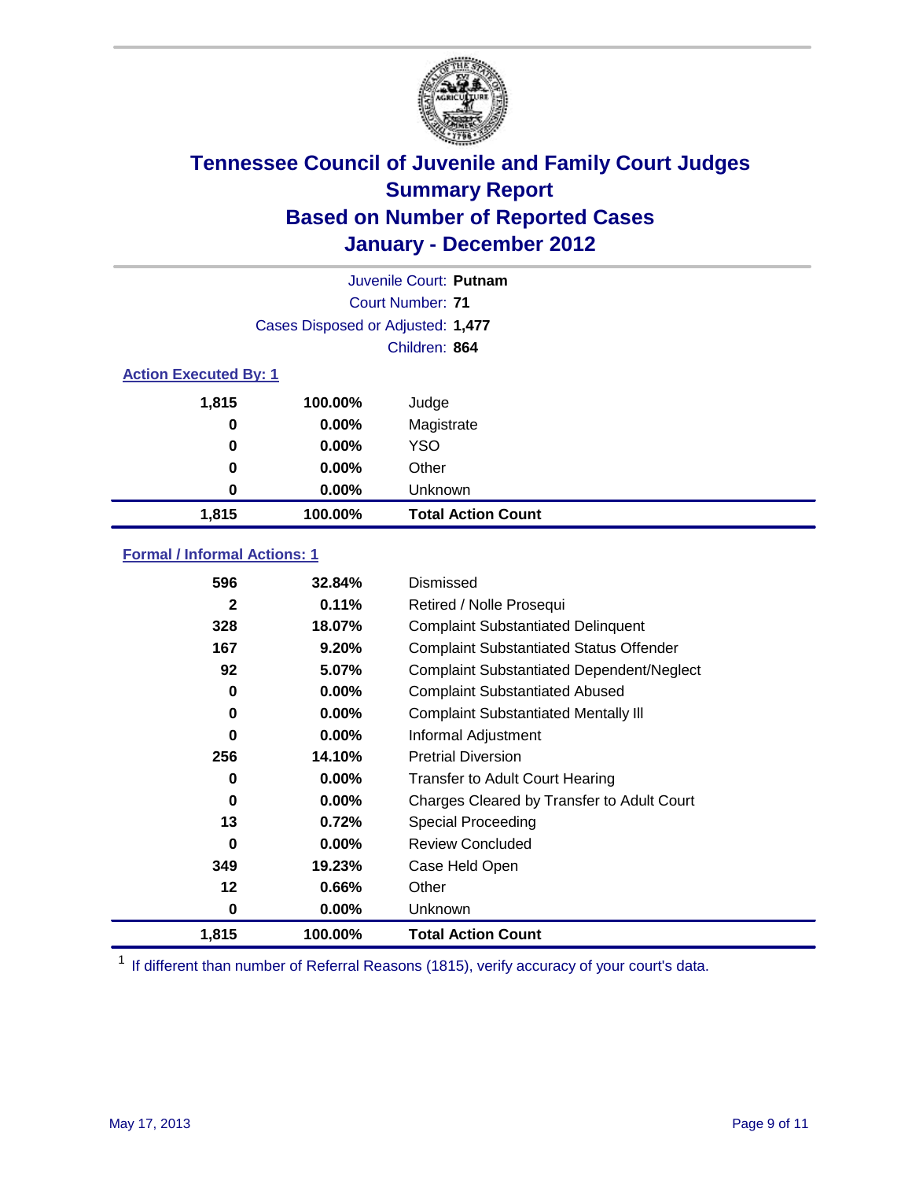# Tennessee Council of Juvenile and Family Court Judges
## Summary Report
## Based on Number of Reported Cases
## January - December 2012

Juvenile Court: **Putnam**
Court Number: **71**
Cases Disposed or Adjusted: **1,477**
Children: **864**

### Action Executed By: 1

| Count | Percent | Action |
|---|---|---|
| 1,815 | 100.00% | Judge |
| 0 | 0.00% | Magistrate |
| 0 | 0.00% | YSO |
| 0 | 0.00% | Other |
| 0 | 0.00% | Unknown |
| **1,815** | **100.00%** | **Total Action Count** |

### Formal / Informal Actions: 1

| Count | Percent | Action |
|---|---|---|
| 596 | 32.84% | Dismissed |
| 2 | 0.11% | Retired / Nolle Prosequi |
| 328 | 18.07% | Complaint Substantiated Delinquent |
| 167 | 9.20% | Complaint Substantiated Status Offender |
| 92 | 5.07% | Complaint Substantiated Dependent/Neglect |
| 0 | 0.00% | Complaint Substantiated Abused |
| 0 | 0.00% | Complaint Substantiated Mentally Ill |
| 0 | 0.00% | Informal Adjustment |
| 256 | 14.10% | Pretrial Diversion |
| 0 | 0.00% | Transfer to Adult Court Hearing |
| 0 | 0.00% | Charges Cleared by Transfer to Adult Court |
| 13 | 0.72% | Special Proceeding |
| 0 | 0.00% | Review Concluded |
| 349 | 19.23% | Case Held Open |
| 12 | 0.66% | Other |
| 0 | 0.00% | Unknown |
| **1,815** | **100.00%** | **Total Action Count** |

[1] If different than number of Referral Reasons (1815), verify accuracy of your court's data.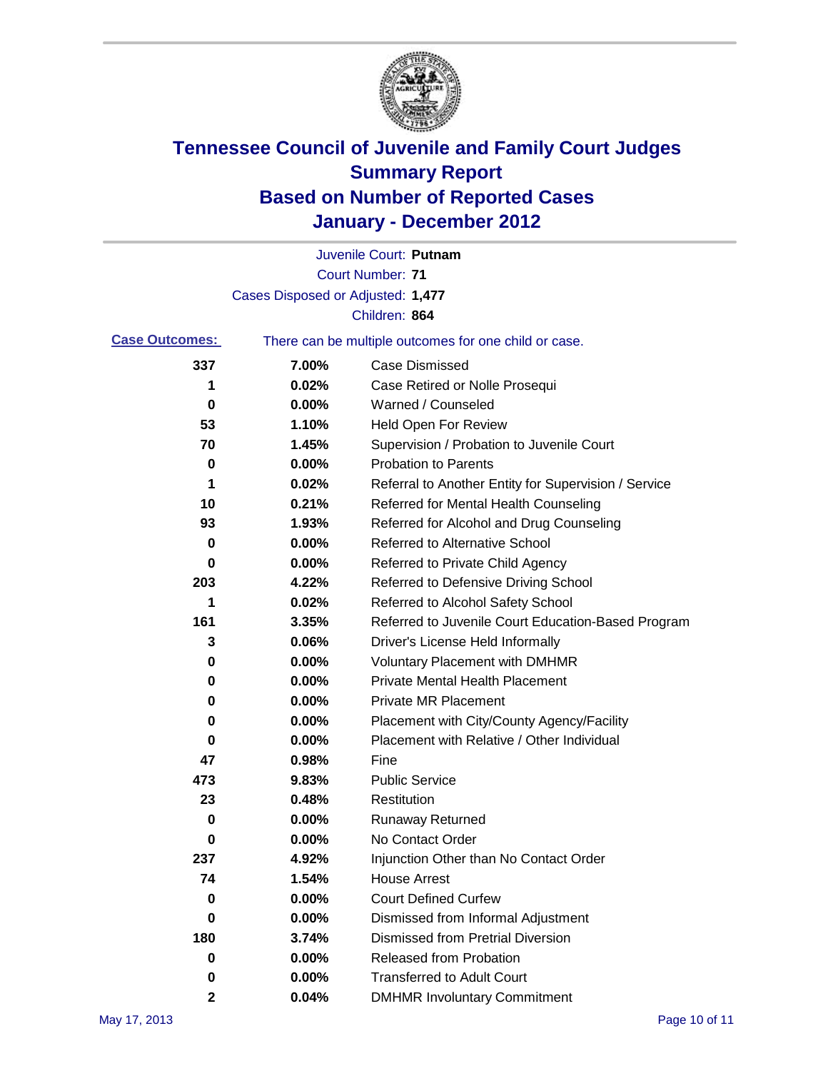# Tennessee Council of Juvenile and Family Court Judges
## Summary Report
## Based on Number of Reported Cases
## January - December 2012

Juvenile Court: **Putnam**

Court Number: **71**

Cases Disposed or Adjusted: **1,477**

Children: **864**

**Case Outcomes:** There can be multiple outcomes for one child or case.

| Count | Percent | Outcome |
|---|---|---|
| 337 | 7.00% | Case Dismissed |
| 1 | 0.02% | Case Retired or Nolle Prosequi |
| 0 | 0.00% | Warned / Counseled |
| 53 | 1.10% | Held Open For Review |
| 70 | 1.45% | Supervision / Probation to Juvenile Court |
| 0 | 0.00% | Probation to Parents |
| 1 | 0.02% | Referral to Another Entity for Supervision / Service |
| 10 | 0.21% | Referred for Mental Health Counseling |
| 93 | 1.93% | Referred for Alcohol and Drug Counseling |
| 0 | 0.00% | Referred to Alternative School |
| 0 | 0.00% | Referred to Private Child Agency |
| 203 | 4.22% | Referred to Defensive Driving School |
| 1 | 0.02% | Referred to Alcohol Safety School |
| 161 | 3.35% | Referred to Juvenile Court Education-Based Program |
| 3 | 0.06% | Driver's License Held Informally |
| 0 | 0.00% | Voluntary Placement with DMHMR |
| 0 | 0.00% | Private Mental Health Placement |
| 0 | 0.00% | Private MR Placement |
| 0 | 0.00% | Placement with City/County Agency/Facility |
| 0 | 0.00% | Placement with Relative / Other Individual |
| 47 | 0.98% | Fine |
| 473 | 9.83% | Public Service |
| 23 | 0.48% | Restitution |
| 0 | 0.00% | Runaway Returned |
| 0 | 0.00% | No Contact Order |
| 237 | 4.92% | Injunction Other than No Contact Order |
| 74 | 1.54% | House Arrest |
| 0 | 0.00% | Court Defined Curfew |
| 0 | 0.00% | Dismissed from Informal Adjustment |
| 180 | 3.74% | Dismissed from Pretrial Diversion |
| 0 | 0.00% | Released from Probation |
| 0 | 0.00% | Transferred to Adult Court |
| 2 | 0.04% | DMHMR Involuntary Commitment |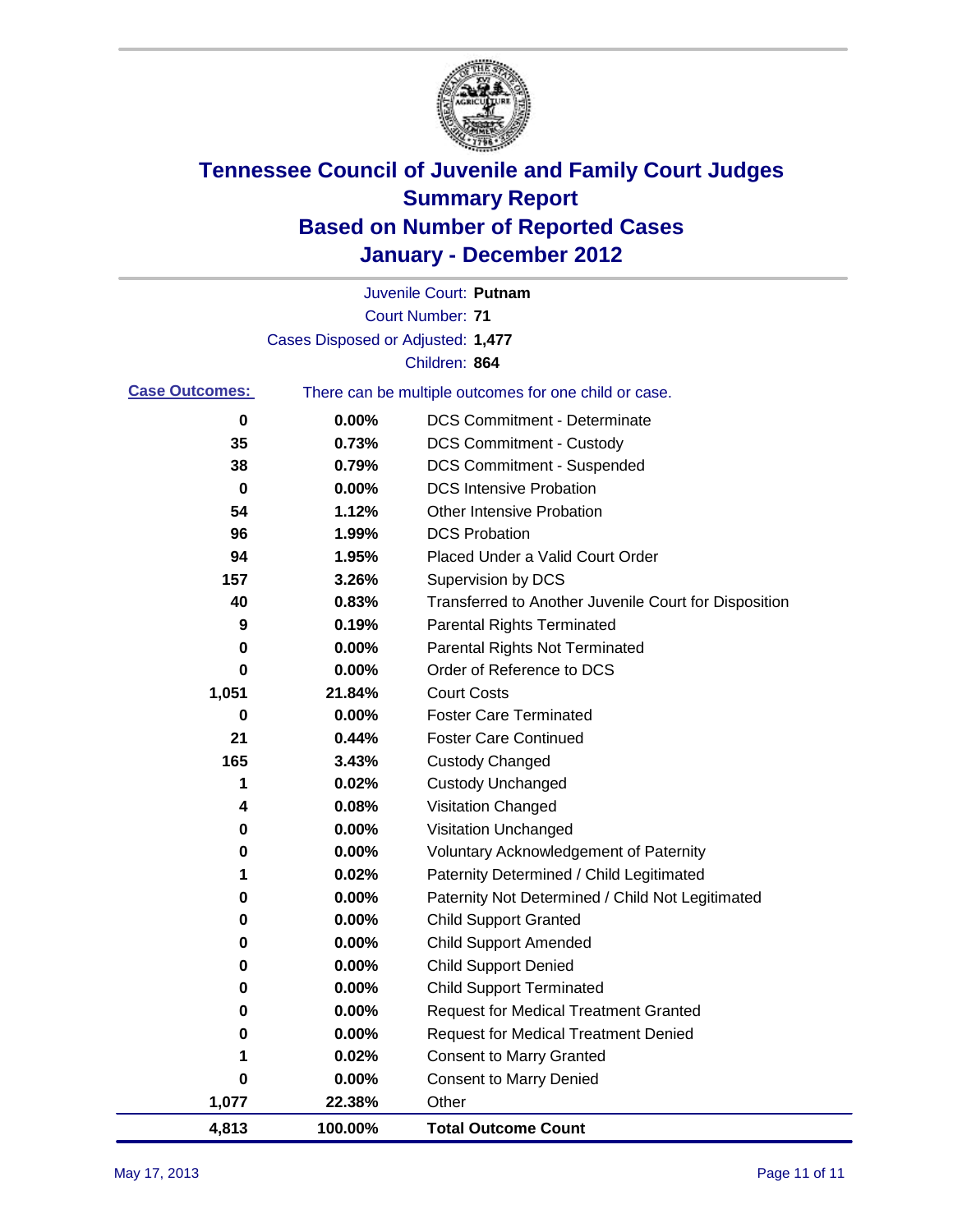# Tennessee Council of Juvenile and Family Court Judges
## Summary Report
## Based on Number of Reported Cases
## January - December 2012

Juvenile Court: **Putnam**
Court Number: **71**
Cases Disposed or Adjusted: **1,477**
Children: **864**

**Case Outcomes:** There can be multiple outcomes for one child or case.

| | | |
|---|---|---|
| 0 | 0.00% | DCS Commitment - Determinate |
| 35 | 0.73% | DCS Commitment - Custody |
| 38 | 0.79% | DCS Commitment - Suspended |
| 0 | 0.00% | DCS Intensive Probation |
| 54 | 1.12% | Other Intensive Probation |
| 96 | 1.99% | DCS Probation |
| 94 | 1.95% | Placed Under a Valid Court Order |
| 157 | 3.26% | Supervision by DCS |
| 40 | 0.83% | Transferred to Another Juvenile Court for Disposition |
| 9 | 0.19% | Parental Rights Terminated |
| 0 | 0.00% | Parental Rights Not Terminated |
| 0 | 0.00% | Order of Reference to DCS |
| 1,051 | 21.84% | Court Costs |
| 0 | 0.00% | Foster Care Terminated |
| 21 | 0.44% | Foster Care Continued |
| 165 | 3.43% | Custody Changed |
| 1 | 0.02% | Custody Unchanged |
| 4 | 0.08% | Visitation Changed |
| 0 | 0.00% | Visitation Unchanged |
| 0 | 0.00% | Voluntary Acknowledgement of Paternity |
| 1 | 0.02% | Paternity Determined / Child Legitimated |
| 0 | 0.00% | Paternity Not Determined / Child Not Legitimated |
| 0 | 0.00% | Child Support Granted |
| 0 | 0.00% | Child Support Amended |
| 0 | 0.00% | Child Support Denied |
| 0 | 0.00% | Child Support Terminated |
| 0 | 0.00% | Request for Medical Treatment Granted |
| 0 | 0.00% | Request for Medical Treatment Denied |
| 1 | 0.02% | Consent to Marry Granted |
| 0 | 0.00% | Consent to Marry Denied |
| 1,077 | 22.38% | Other |
| **4,813** | **100.00%** | **Total Outcome Count** |

May 17, 2013